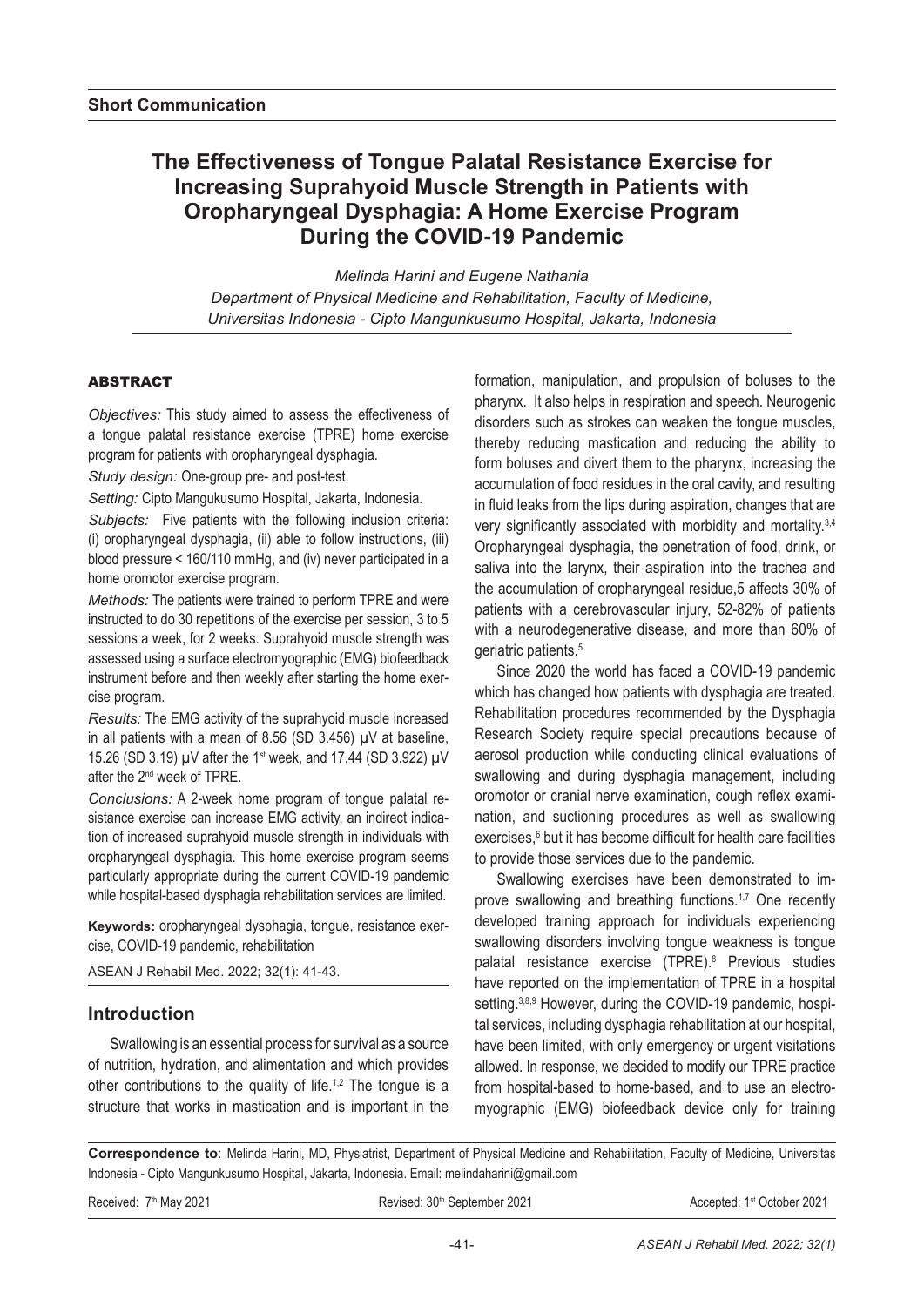**Short Communication**

# The Effectiveness of Tongue Palatal Resistance Exercise for Increasing Suprahyoid Muscle Strength in Patients with Oropharyngeal Dysphagia: A Home Exercise Program During the COVID-19 Pandemic

*Melinda Harini and Eugene Nathania*

*Department of Physical Medicine and Rehabilitation, Faculty of Medicine, Universitas Indonesia - Cipto Mangunkusumo Hospital, Jakarta, Indonesia*

## ABSTRACT

*Objectives:* This study aimed to assess the effectiveness of a tongue palatal resistance exercise (TPRE) home exercise program for patients with oropharyngeal dysphagia.

*Study design:* One-group pre- and post-test.

*Setting:* Cipto Mangukusumo Hospital, Jakarta, Indonesia.

*Subjects:* Five patients with the following inclusion criteria: (i) oropharyngeal dysphagia, (ii) able to follow instructions, (iii) blood pressure < 160/110 mmHg, and (iv) never participated in a home oromotor exercise program.

*Methods:* The patients were trained to perform TPRE and were instructed to do 30 repetitions of the exercise per session, 3 to 5 sessions a week, for 2 weeks. Suprahyoid muscle strength was assessed using a surface electromyographic (EMG) biofeedback instrument before and then weekly after starting the home exercise program.

*Results:* The EMG activity of the suprahyoid muscle increased in all patients with a mean of 8.56 (SD 3.456) µV at baseline, 15.26 (SD 3.19) µV after the 1st week, and 17.44 (SD 3.922) µV after the 2nd week of TPRE.

*Conclusions:* A 2-week home program of tongue palatal resistance exercise can increase EMG activity, an indirect indication of increased suprahyoid muscle strength in individuals with oropharyngeal dysphagia. This home exercise program seems particularly appropriate during the current COVID-19 pandemic while hospital-based dysphagia rehabilitation services are limited.

**Keywords:** oropharyngeal dysphagia, tongue, resistance exercise, COVID-19 pandemic, rehabilitation

ASEAN J Rehabil Med. 2022; 32(1): 41-43.

## Introduction

Swallowing is an essential process for survival as a source of nutrition, hydration, and alimentation and which provides other contributions to the quality of life.[1,2] The tongue is a structure that works in mastication and is important in the formation, manipulation, and propulsion of boluses to the pharynx. It also helps in respiration and speech. Neurogenic disorders such as strokes can weaken the tongue muscles, thereby reducing mastication and reducing the ability to form boluses and divert them to the pharynx, increasing the accumulation of food residues in the oral cavity, and resulting in fluid leaks from the lips during aspiration, changes that are very significantly associated with morbidity and mortality.[3,4] Oropharyngeal dysphagia, the penetration of food, drink, or saliva into the larynx, their aspiration into the trachea and the accumulation of oropharyngeal residue,5 affects 30% of patients with a cerebrovascular injury, 52-82% of patients with a neurodegenerative disease, and more than 60% of geriatric patients.[5]

Since 2020 the world has faced a COVID-19 pandemic which has changed how patients with dysphagia are treated. Rehabilitation procedures recommended by the Dysphagia Research Society require special precautions because of aerosol production while conducting clinical evaluations of swallowing and during dysphagia management, including oromotor or cranial nerve examination, cough reflex examination, and suctioning procedures as well as swallowing exercises,[6] but it has become difficult for health care facilities to provide those services due to the pandemic.

Swallowing exercises have been demonstrated to improve swallowing and breathing functions.[1,7] One recently developed training approach for individuals experiencing swallowing disorders involving tongue weakness is tongue palatal resistance exercise (TPRE).[8] Previous studies have reported on the implementation of TPRE in a hospital setting.[3,8,9] However, during the COVID-19 pandemic, hospital services, including dysphagia rehabilitation at our hospital, have been limited, with only emergency or urgent visitations allowed. In response, we decided to modify our TPRE practice from hospital-based to home-based, and to use an electromyographic (EMG) biofeedback device only for training

**Correspondence to**: Melinda Harini, MD, Physiatrist, Department of Physical Medicine and Rehabilitation, Faculty of Medicine, Universitas Indonesia - Cipto Mangunkusumo Hospital, Jakarta, Indonesia. Email: melindaharini@gmail.com

Received: 7th May 2021 Revised: 30th September 2021 Accepted: 1st October 2021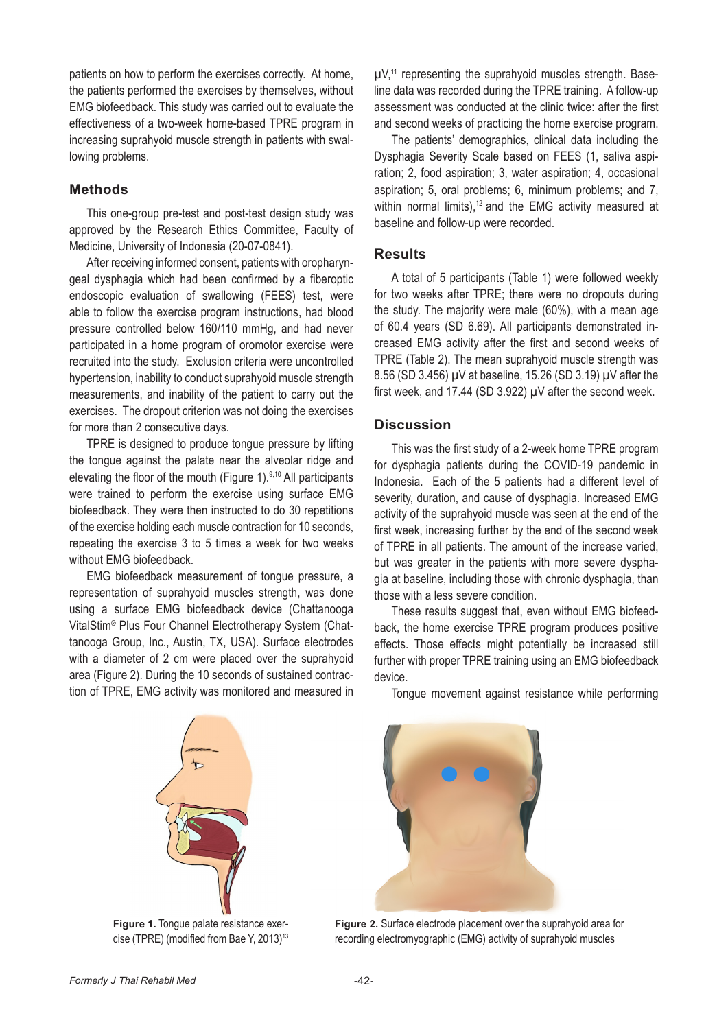patients on how to perform the exercises correctly. At home, the patients performed the exercises by themselves, without EMG biofeedback. This study was carried out to evaluate the effectiveness of a two-week home-based TPRE program in increasing suprahyoid muscle strength in patients with swallowing problems.

## Methods

This one-group pre-test and post-test design study was approved by the Research Ethics Committee, Faculty of Medicine, University of Indonesia (20-07-0841).

After receiving informed consent, patients with oropharyngeal dysphagia which had been confirmed by a fiberoptic endoscopic evaluation of swallowing (FEES) test, were able to follow the exercise program instructions, had blood pressure controlled below 160/110 mmHg, and had never participated in a home program of oromotor exercise were recruited into the study. Exclusion criteria were uncontrolled hypertension, inability to conduct suprahyoid muscle strength measurements, and inability of the patient to carry out the exercises. The dropout criterion was not doing the exercises for more than 2 consecutive days.

TPRE is designed to produce tongue pressure by lifting the tongue against the palate near the alveolar ridge and elevating the floor of the mouth (Figure 1).[9,10] All participants were trained to perform the exercise using surface EMG biofeedback. They were then instructed to do 30 repetitions of the exercise holding each muscle contraction for 10 seconds, repeating the exercise 3 to 5 times a week for two weeks without EMG biofeedback.

EMG biofeedback measurement of tongue pressure, a representation of suprahyoid muscles strength, was done using a surface EMG biofeedback device (Chattanooga VitalStim® Plus Four Channel Electrotherapy System (Chattanooga Group, Inc., Austin, TX, USA). Surface electrodes with a diameter of 2 cm were placed over the suprahyoid area (Figure 2). During the 10 seconds of sustained contraction of TPRE, EMG activity was monitored and measured in μV,[11] representing the suprahyoid muscles strength. Baseline data was recorded during the TPRE training. A follow-up assessment was conducted at the clinic twice: after the first and second weeks of practicing the home exercise program.

The patients' demographics, clinical data including the Dysphagia Severity Scale based on FEES (1, saliva aspiration; 2, food aspiration; 3, water aspiration; 4, occasional aspiration; 5, oral problems; 6, minimum problems; and 7, within normal limits),[12] and the EMG activity measured at baseline and follow-up were recorded.

## Results

A total of 5 participants (Table 1) were followed weekly for two weeks after TPRE; there were no dropouts during the study. The majority were male (60%), with a mean age of 60.4 years (SD 6.69). All participants demonstrated increased EMG activity after the first and second weeks of TPRE (Table 2). The mean suprahyoid muscle strength was 8.56 (SD 3.456) μV at baseline, 15.26 (SD 3.19) μV after the first week, and 17.44 (SD 3.922) μV after the second week.

## Discussion

This was the first study of a 2-week home TPRE program for dysphagia patients during the COVID-19 pandemic in Indonesia. Each of the 5 patients had a different level of severity, duration, and cause of dysphagia. Increased EMG activity of the suprahyoid muscle was seen at the end of the first week, increasing further by the end of the second week of TPRE in all patients. The amount of the increase varied, but was greater in the patients with more severe dysphagia at baseline, including those with chronic dysphagia, than those with a less severe condition.

These results suggest that, even without EMG biofeedback, the home exercise TPRE program produces positive effects. Those effects might potentially be increased still further with proper TPRE training using an EMG biofeedback device.

Tongue movement against resistance while performing

**Figure 1.** Tongue palate resistance exercise (TPRE) (modified from Bae Y, 2013)[13]

**Figure 2.** Surface electrode placement over the suprahyoid area for recording electromyographic (EMG) activity of suprahyoid muscles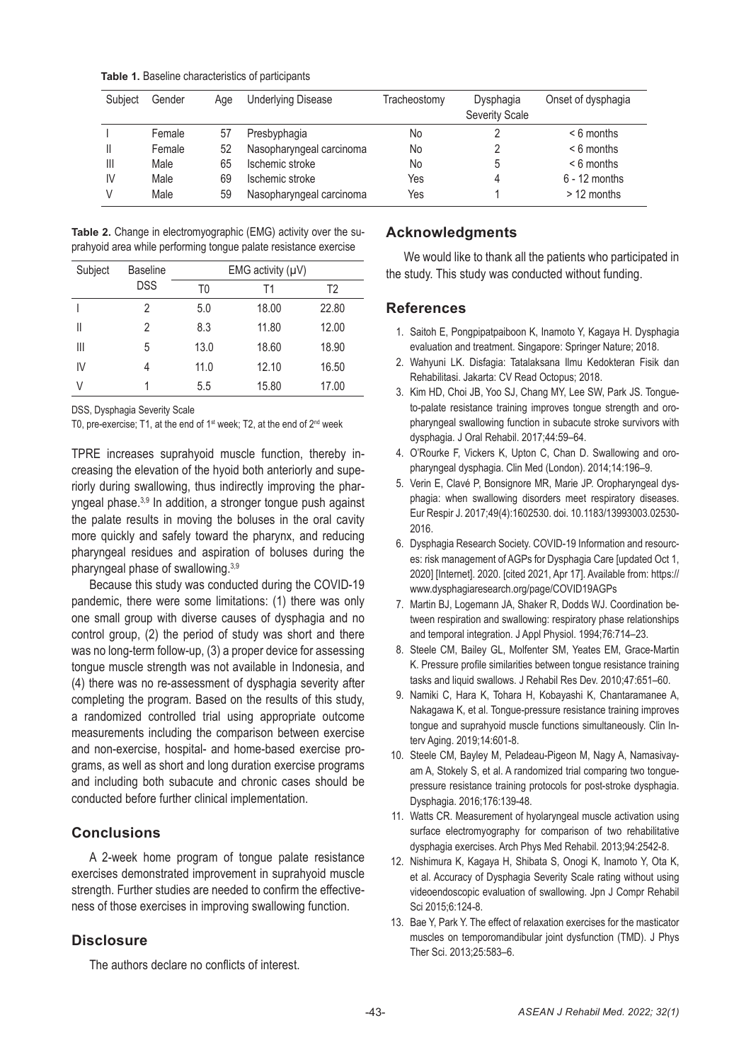**Table 1.** Baseline characteristics of participants

| Subject | Gender | Age | Underlying Disease | Tracheostomy | Dysphagia Severity Scale | Onset of dysphagia |
|---|---|---|---|---|---|---|
| I | Female | 57 | Presbyphagia | No | 2 | < 6 months |
| II | Female | 52 | Nasopharyngeal carcinoma | No | 2 | < 6 months |
| III | Male | 65 | Ischemic stroke | No | 5 | < 6 months |
| IV | Male | 69 | Ischemic stroke | Yes | 4 | 6 - 12 months |
| V | Male | 59 | Nasopharyngeal carcinoma | Yes | 1 | > 12 months |

**Table 2.** Change in electromyographic (EMG) activity over the suprahyoid area while performing tongue palate resistance exercise

| Subject | Baseline DSS | EMG activity (μV) | | |
|---|---|---|---|---|
| | | T0 | T1 | T2 |
| I | 2 | 5.0 | 18.00 | 22.80 |
| II | 2 | 8.3 | 11.80 | 12.00 |
| III | 5 | 13.0 | 18.60 | 18.90 |
| IV | 4 | 11.0 | 12.10 | 16.50 |
| V | 1 | 5.5 | 15.80 | 17.00 |

DSS, Dysphagia Severity Scale

T0, pre-exercise; T1, at the end of 1st week; T2, at the end of 2nd week

TPRE increases suprahyoid muscle function, thereby increasing the elevation of the hyoid both anteriorly and superiorly during swallowing, thus indirectly improving the pharyngeal phase.[3,9] In addition, a stronger tongue push against the palate results in moving the boluses in the oral cavity more quickly and safely toward the pharynx, and reducing pharyngeal residues and aspiration of boluses during the pharyngeal phase of swallowing.[3,9]

Because this study was conducted during the COVID-19 pandemic, there were some limitations: (1) there was only one small group with diverse causes of dysphagia and no control group, (2) the period of study was short and there was no long-term follow-up, (3) a proper device for assessing tongue muscle strength was not available in Indonesia, and (4) there was no re-assessment of dysphagia severity after completing the program. Based on the results of this study, a randomized controlled trial using appropriate outcome measurements including the comparison between exercise and non-exercise, hospital- and home-based exercise programs, as well as short and long duration exercise programs and including both subacute and chronic cases should be conducted before further clinical implementation.

## Conclusions

A 2-week home program of tongue palate resistance exercises demonstrated improvement in suprahyoid muscle strength. Further studies are needed to confirm the effectiveness of those exercises in improving swallowing function.

## Disclosure

The authors declare no conflicts of interest.

## Acknowledgments

We would like to thank all the patients who participated in the study. This study was conducted without funding.

## References

1. Saitoh E, Pongpipatpaiboon K, Inamoto Y, Kagaya H. Dysphagia evaluation and treatment. Singapore: Springer Nature; 2018.
2. Wahyuni LK. Disfagia: Tatalaksana Ilmu Kedokteran Fisik dan Rehabilitasi. Jakarta: CV Read Octopus; 2018.
3. Kim HD, Choi JB, Yoo SJ, Chang MY, Lee SW, Park JS. Tongue-to-palate resistance training improves tongue strength and oropharyngeal swallowing function in subacute stroke survivors with dysphagia. J Oral Rehabil. 2017;44:59–64.
4. O'Rourke F, Vickers K, Upton C, Chan D. Swallowing and oropharyngeal dysphagia. Clin Med (London). 2014;14:196–9.
5. Verin E, Clavé P, Bonsignore MR, Marie JP. Oropharyngeal dysphagia: when swallowing disorders meet respiratory diseases. Eur Respir J. 2017;49(4):1602530. doi. 10.1183/13993003.02530-2016.
6. Dysphagia Research Society. COVID-19 Information and resources: risk management of AGPs for Dysphagia Care [updated Oct 1, 2020] [Internet]. 2020. [cited 2021, Apr 17]. Available from: https://www.dysphagiaresearch.org/page/COVID19AGPs
7. Martin BJ, Logemann JA, Shaker R, Dodds WJ. Coordination between respiration and swallowing: respiratory phase relationships and temporal integration. J Appl Physiol. 1994;76:714–23.
8. Steele CM, Bailey GL, Molfenter SM, Yeates EM, Grace-Martin K. Pressure profile similarities between tongue resistance training tasks and liquid swallows. J Rehabil Res Dev. 2010;47:651–60.
9. Namiki C, Hara K, Tohara H, Kobayashi K, Chantaramanee A, Nakagawa K, et al. Tongue-pressure resistance training improves tongue and suprahyoid muscle functions simultaneously. Clin Interv Aging. 2019;14:601-8.
10. Steele CM, Bayley M, Peladeau-Pigeon M, Nagy A, Namasivayam A, Stokely S, et al. A randomized trial comparing two tongue-pressure resistance training protocols for post-stroke dysphagia. Dysphagia. 2016;176:139-48.
11. Watts CR. Measurement of hyolaryngeal muscle activation using surface electromyography for comparison of two rehabilitative dysphagia exercises. Arch Phys Med Rehabil. 2013;94:2542-8.
12. Nishimura K, Kagaya H, Shibata S, Onogi K, Inamoto Y, Ota K, et al. Accuracy of Dysphagia Severity Scale rating without using videoendoscopic evaluation of swallowing. Jpn J Compr Rehabil Sci 2015;6:124-8.
13. Bae Y, Park Y. The effect of relaxation exercises for the masticator muscles on temporomandibular joint dysfunction (TMD). J Phys Ther Sci. 2013;25:583–6.